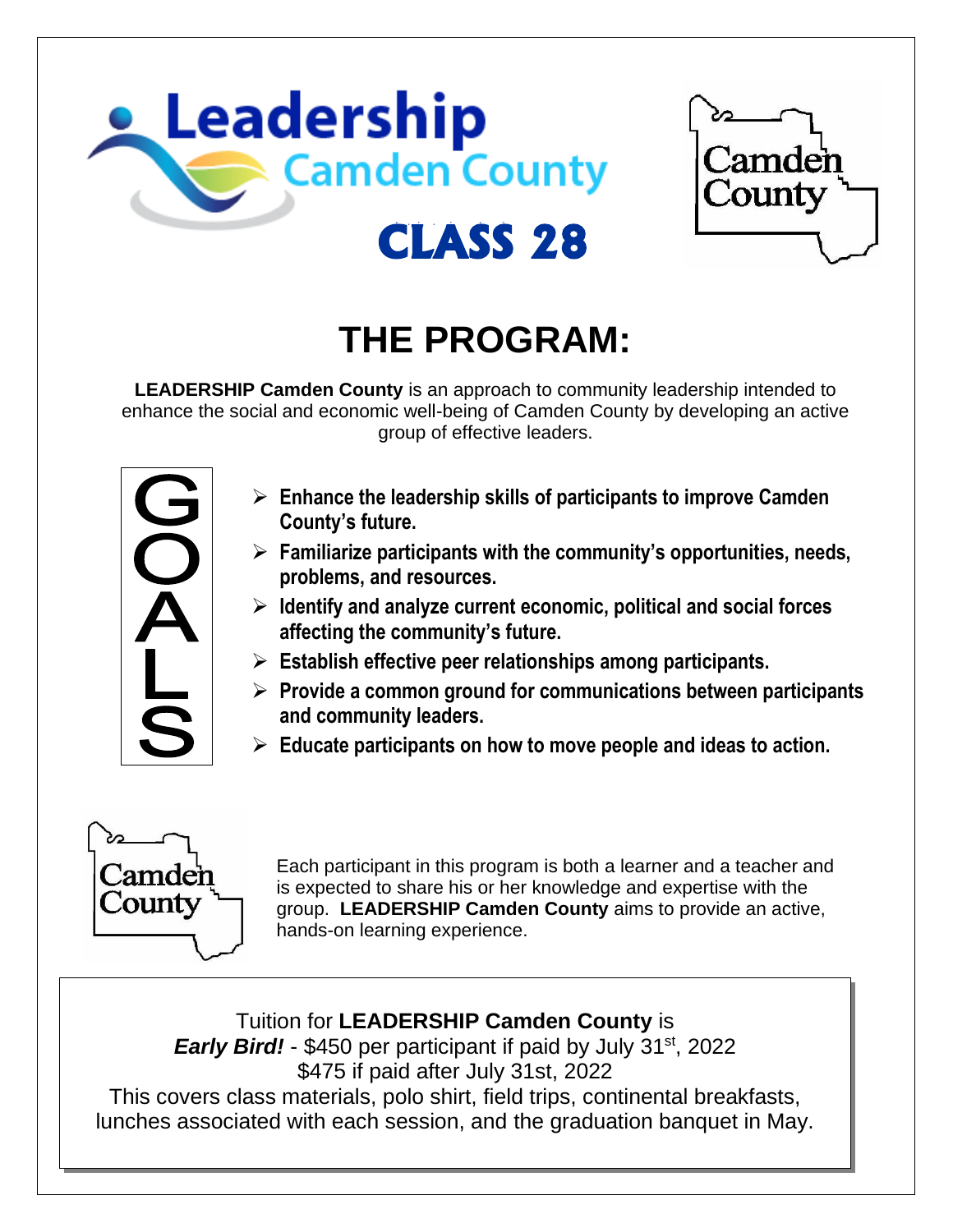# Leadership Camden County

## CLASS 28

Camden County

# THE PROGRAM:

**LEADERSHIP Camden County** is an approach to community leadership intended to enhance the social and economic well-being of Camden County by developing an active group of effective leaders.

## GOALS

- **Enhance the leadership skills of participants to improve Camden County's future.**
- **Familiarize participants with the community's opportunities, needs, problems, and resources.**
- **Identify and analyze current economic, political and social forces affecting the community's future.**
- **Establish effective peer relationships among participants.**
- **Provide a common ground for communications between participants and community leaders.**
- **Educate participants on how to move people and ideas to action.**

Camden County

Each participant in this program is both a learner and a teacher and is expected to share his or her knowledge and expertise with the group. **LEADERSHIP Camden County** aims to provide an active, hands-on learning experience.

Tuition for **LEADERSHIP Camden County** is
***Early Bird!*** - $450 per participant if paid by July 31st, 2022
$475 if paid after July 31st, 2022
This covers class materials, polo shirt, field trips, continental breakfasts, lunches associated with each session, and the graduation banquet in May.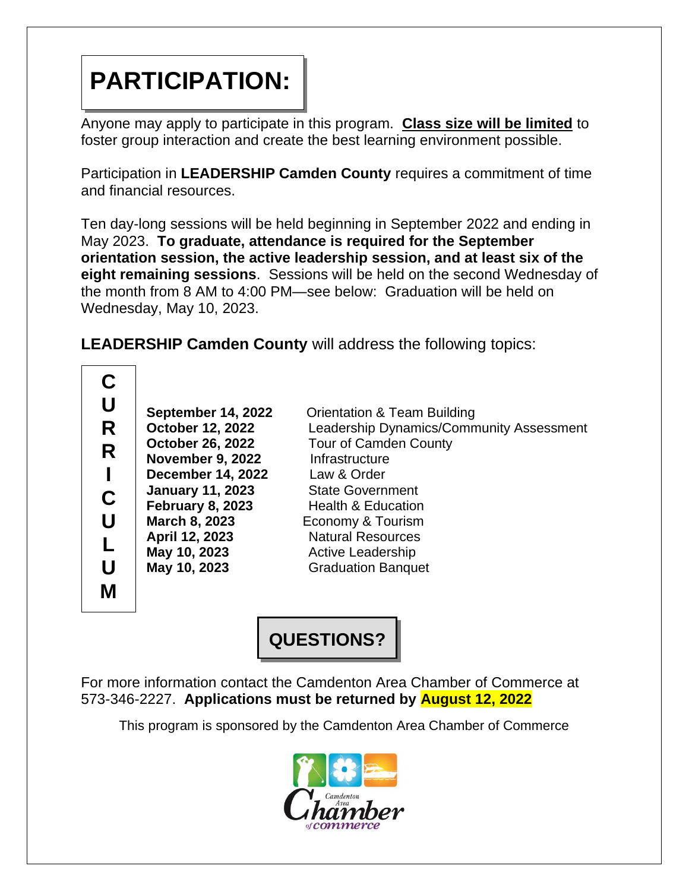# PARTICIPATION:

Anyone may apply to participate in this program. **Class size will be limited** to foster group interaction and create the best learning environment possible.

Participation in **LEADERSHIP Camden County** requires a commitment of time and financial resources.

Ten day-long sessions will be held beginning in September 2022 and ending in May 2023. **To graduate, attendance is required for the September orientation session, the active leadership session, and at least six of the eight remaining sessions**. Sessions will be held on the second Wednesday of the month from 8 AM to 4:00 PM—see below: Graduation will be held on Wednesday, May 10, 2023.

**LEADERSHIP Camden County** will address the following topics:

## CURRICULUM

| Date | Topic |
|---|---|
| **September 14, 2022** | Orientation & Team Building |
| **October 12, 2022** | Leadership Dynamics/Community Assessment |
| **October 26, 2022** | Tour of Camden County |
| **November 9, 2022** | Infrastructure |
| **December 14, 2022** | Law & Order |
| **January 11, 2023** | State Government |
| **February 8, 2023** | Health & Education |
| **March 8, 2023** | Economy & Tourism |
| **April 12, 2023** | Natural Resources |
| **May 10, 2023** | Active Leadership |
| **May 10, 2023** | Graduation Banquet |

## QUESTIONS?

For more information contact the Camdenton Area Chamber of Commerce at 573-346-2227. **Applications must be returned by August 12, 2022**

This program is sponsored by the Camdenton Area Chamber of Commerce

Camdenton Area Chamber of Commerce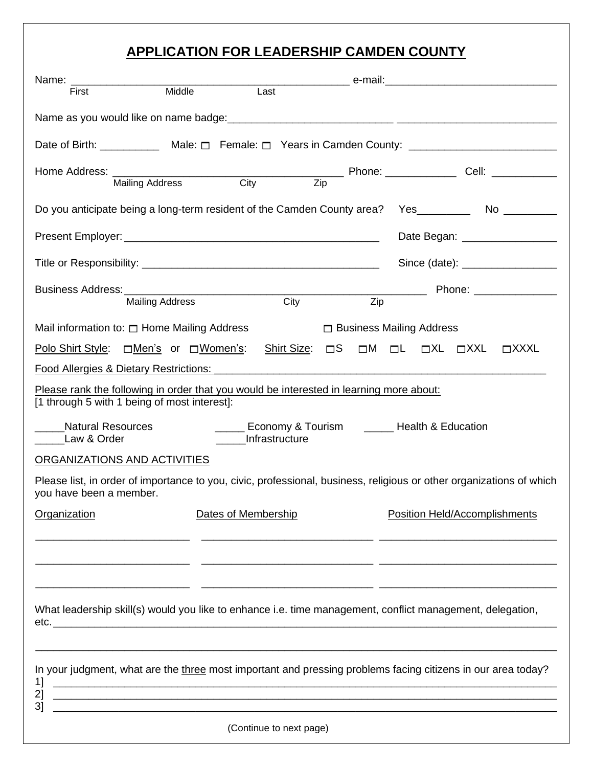# APPLICATION FOR LEADERSHIP CAMDEN COUNTY

Name: ______________________________________________ e-mail:____________________________
First Middle Last

Name as you would like on name badge:___________________________ __________________________

Date of Birth: __________ Male: ☐ Female: ☐ Years in Camden County: ________________________

Home Address: ______________________________________ Phone: ___________ Cell: ___________
Mailing Address City Zip

Do you anticipate being a long-term resident of the Camden County area? Yes_________ No _________

Present Employer:__________________________________________ Date Began: ________________

Title or Responsibility: ________________________________________ Since (date): ________________

Business Address:_____________________________________________ Phone: ______________
Mailing Address City Zip

Mail information to: ☐ Home Mailing Address ☐ Business Mailing Address

Polo Shirt Style: ☐Men's or ☐Women's: Shirt Size: ☐S ☐M ☐L ☐XL ☐XXL ☐XXXL

Food Allergies & Dietary Restrictions:__________________________________________________________

Please rank the following in order that you would be interested in learning more about:
[1 through 5 with 1 being of most interest]:

_____Natural Resources _____ Economy & Tourism _____ Health & Education
_____Law & Order _____Infrastructure

ORGANIZATIONS AND ACTIVITIES

Please list, in order of importance to you, civic, professional, business, religious or other organizations of which you have been a member.

| Organization | Dates of Membership | Position Held/Accomplishments |
|---|---|---|
| | | |
| | | |
| | | |

What leadership skill(s) would you like to enhance i.e. time management, conflict management, delegation, etc.____________________________________________________________________________________

______________________________________________________________________________________________

In your judgment, what are the three most important and pressing problems facing citizens in our area today?
1] ____________________________________________________________________________________
2] ____________________________________________________________________________________
3] ____________________________________________________________________________________

(Continue to next page)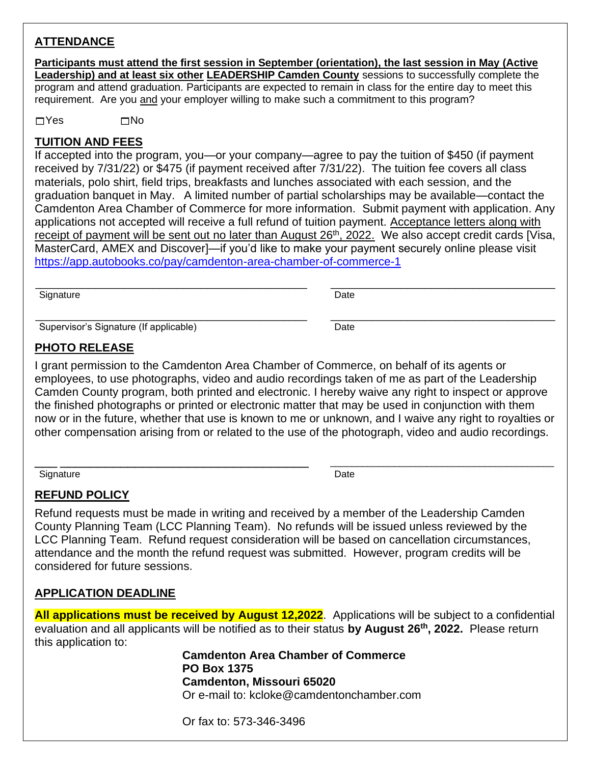## ATTENDANCE

**Participants must attend the first session in September (orientation), the last session in May (Active Leadership) and at least six other LEADERSHIP Camden County** sessions to successfully complete the program and attend graduation. Participants are expected to remain in class for the entire day to meet this requirement. Are you and your employer willing to make such a commitment to this program?

☐Yes ☐No

## TUITION AND FEES

If accepted into the program, you—or your company—agree to pay the tuition of $450 (if payment received by 7/31/22) or $475 (if payment received after 7/31/22). The tuition fee covers all class materials, polo shirt, field trips, breakfasts and lunches associated with each session, and the graduation banquet in May. A limited number of partial scholarships may be available—contact the Camdenton Area Chamber of Commerce for more information. Submit payment with application. Any applications not accepted will receive a full refund of tuition payment. Acceptance letters along with receipt of payment will be sent out no later than August 26th, 2022. We also accept credit cards [Visa, MasterCard, AMEX and Discover]—if you'd like to make your payment securely online please visit https://app.autobooks.co/pay/camdenton-area-chamber-of-commerce-1

\_\_\_\_\_\_\_\_\_\_\_\_\_\_\_\_\_\_\_\_\_\_\_\_\_\_\_\_\_\_\_\_\_\_\_\_ \_\_\_\_\_\_\_\_\_\_\_\_\_\_\_\_\_\_\_\_\_\_\_\_\_\_\_\_\_\_

Signature Date

\_\_\_\_\_\_\_\_\_\_\_\_\_\_\_\_\_\_\_\_\_\_\_\_\_\_\_\_\_\_\_\_\_\_\_\_ \_\_\_\_\_\_\_\_\_\_\_\_\_\_\_\_\_\_\_\_\_\_\_\_\_\_\_\_\_\_

Supervisor's Signature (If applicable) Date

## PHOTO RELEASE

I grant permission to the Camdenton Area Chamber of Commerce, on behalf of its agents or employees, to use photographs, video and audio recordings taken of me as part of the Leadership Camden County program, both printed and electronic. I hereby waive any right to inspect or approve the finished photographs or printed or electronic matter that may be used in conjunction with them now or in the future, whether that use is known to me or unknown, and I waive any right to royalties or other compensation arising from or related to the use of the photograph, video and audio recordings.

\_\_\_\_\_\_\_\_\_\_\_\_\_\_\_\_\_\_\_\_\_\_\_\_\_\_\_\_\_\_\_\_\_\_\_\_ \_\_\_\_\_\_\_\_\_\_\_\_\_\_\_\_\_\_\_\_\_\_\_\_\_\_\_\_\_\_

Signature Date

## REFUND POLICY

Refund requests must be made in writing and received by a member of the Leadership Camden County Planning Team (LCC Planning Team). No refunds will be issued unless reviewed by the LCC Planning Team. Refund request consideration will be based on cancellation circumstances, attendance and the month the refund request was submitted. However, program credits will be considered for future sessions.

## APPLICATION DEADLINE

**All applications must be received by August 12,2022**. Applications will be subject to a confidential evaluation and all applicants will be notified as to their status **by August 26th, 2022.** Please return this application to:

**Camdenton Area Chamber of Commerce**
**PO Box 1375**
**Camdenton, Missouri 65020**
Or e-mail to: kcloke@camdentonchamber.com

Or fax to: 573-346-3496